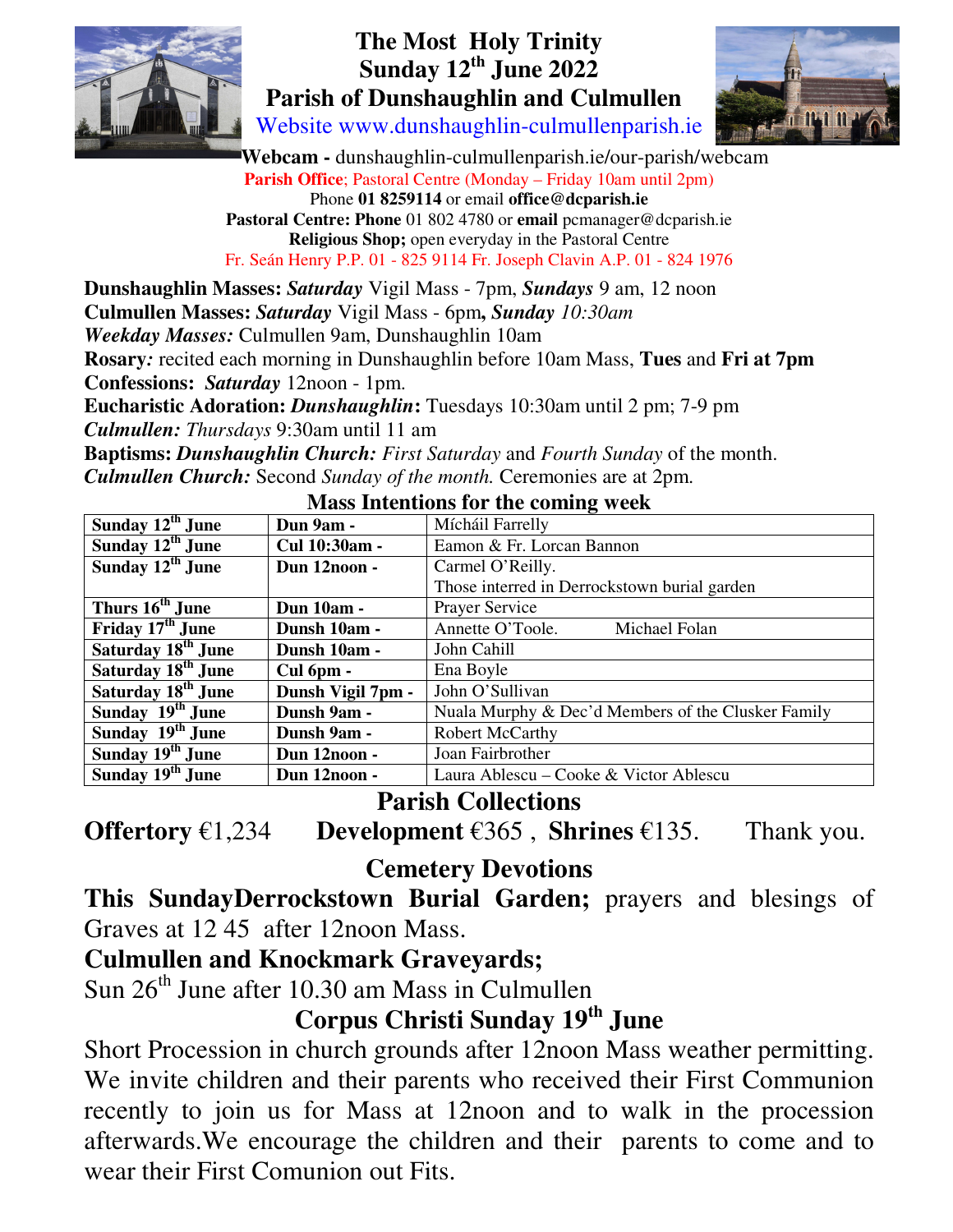# The Most Holy Trinity
## Sunday 12th June 2022
## Parish of Dunshaughlin and Culmullen

Website www.dunshaughlin-culmullenparish.ie

**Webcam -** dunshaughlin-culmullenparish.ie/our-parish/webcam

**Parish Office**; Pastoral Centre (Monday – Friday 10am until 2pm)
Phone **01 8259114** or email **office@dcparish.ie**
**Pastoral Centre: Phone** 01 802 4780 or **email** pcmanager@dcparish.ie
**Religious Shop;** open everyday in the Pastoral Centre
Fr. Seán Henry P.P. 01 - 825 9114 Fr. Joseph Clavin A.P. 01 - 824 1976

**Dunshaughlin Masses:** ***Saturday*** Vigil Mass - 7pm, ***Sundays*** 9 am, 12 noon
**Culmullen Masses:** ***Saturday*** Vigil Mass - 6pm**,** ***Sunday*** *10:30am*
***Weekday Masses:*** Culmullen 9am, Dunshaughlin 10am
**Rosary***:* recited each morning in Dunshaughlin before 10am Mass, **Tues** and **Fri at 7pm**
**Confessions:** ***Saturday*** 12noon - 1pm.
**Eucharistic Adoration:** ***Dunshaughlin*****:** Tuesdays 10:30am until 2 pm; 7-9 pm
***Culmullen:*** *Thursdays* 9:30am until 11 am
**Baptisms:** ***Dunshaughlin Church:*** *First Saturday* and *Fourth Sunday* of the month.
***Culmullen Church:*** Second *Sunday of the month.* Ceremonies are at 2pm.

### Mass Intentions for the coming week

| | | |
|---|---|---|
| **Sunday 12th June** | **Dun 9am -** | Míchá il Farrelly |
| **Sunday 12th June** | **Cul 10:30am -** | Eamon & Fr. Lorcan Bannon |
| **Sunday 12th June** | **Dun 12noon -** | Carmel O'Reilly.<br>Those interred in Derrockstown burial garden |
| **Thurs 16th June** | **Dun 10am -** | Prayer Service |
| **Friday 17th June** | **Dunsh 10am -** | Annette O'Toole. Michael Folan |
| **Saturday 18th June** | **Dunsh 10am -** | John Cahill |
| **Saturday 18th June** | **Cul 6pm -** | Ena Boyle |
| **Saturday 18th June** | **Dunsh Vigil 7pm -** | John O'Sullivan |
| **Sunday 19th June** | **Dunsh 9am -** | Nuala Murphy & Dec'd Members of the Clusker Family |
| **Sunday 19th June** | **Dunsh 9am -** | Robert McCarthy |
| **Sunday 19th June** | **Dun 12noon -** | Joan Fairbrother |
| **Sunday 19th June** | **Dun 12noon -** | Laura Ablescu – Cooke & Victor Ablescu |

## Parish Collections

**Offertory** €1,234 **Development** €365 , **Shrines** €135. Thank you.

## Cemetery Devotions

**This SundayDerrockstown Burial Garden;** prayers and blesings of Graves at 12 45 after 12noon Mass.

**Culmullen and Knockmark Graveyards;**
Sun 26th June after 10.30 am Mass in Culmullen

## Corpus Christi Sunday 19th June

Short Procession in church grounds after 12noon Mass weather permitting. We invite children and their parents who received their First Communion recently to join us for Mass at 12noon and to walk in the procession afterwards.We encourage the children and their parents to come and to wear their First Comunion out Fits.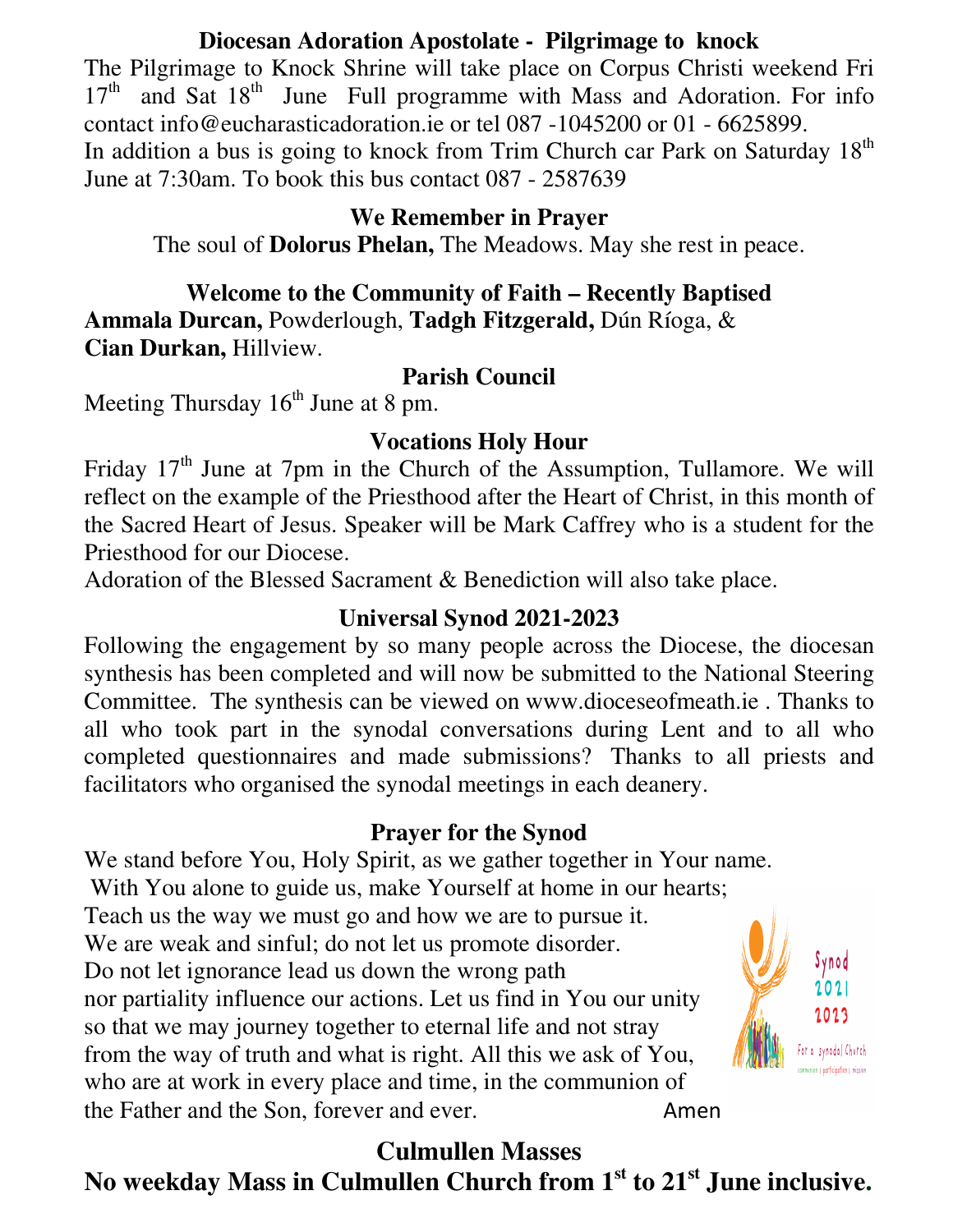### Diocesan Adoration Apostolate - Pilgrimage to knock

The Pilgrimage to Knock Shrine will take place on Corpus Christi weekend Fri 17th and Sat 18th June Full programme with Mass and Adoration. For info contact info@eucharasticadoration.ie or tel 087 -1045200 or 01 - 6625899.
In addition a bus is going to knock from Trim Church car Park on Saturday 18th June at 7:30am. To book this bus contact 087 - 2587639

### We Remember in Prayer

The soul of **Dolorus Phelan,** The Meadows. May she rest in peace.

### Welcome to the Community of Faith – Recently Baptised

**Ammala Durcan,** Powderlough, **Tadgh Fitzgerald,** Dún Ríoga, &
**Cian Durkan,** Hillview.

### Parish Council

Meeting Thursday 16th June at 8 pm.

### Vocations Holy Hour

Friday 17th June at 7pm in the Church of the Assumption, Tullamore. We will reflect on the example of the Priesthood after the Heart of Christ, in this month of the Sacred Heart of Jesus. Speaker will be Mark Caffrey who is a student for the Priesthood for our Diocese.
Adoration of the Blessed Sacrament & Benediction will also take place.

### Universal Synod 2021-2023

Following the engagement by so many people across the Diocese, the diocesan synthesis has been completed and will now be submitted to the National Steering Committee. The synthesis can be viewed on www.dioceseofmeath.ie . Thanks to all who took part in the synodal conversations during Lent and to all who completed questionnaires and made submissions? Thanks to all priests and facilitators who organised the synodal meetings in each deanery.

### Prayer for the Synod

We stand before You, Holy Spirit, as we gather together in Your name.
With You alone to guide us, make Yourself at home in our hearts;
Teach us the way we must go and how we are to pursue it.
We are weak and sinful; do not let us promote disorder.
Do not let ignorance lead us down the wrong path
nor partiality influence our actions. Let us find in You our unity
so that we may journey together to eternal life and not stray
from the way of truth and what is right. All this we ask of You,
who are at work in every place and time, in the communion of
the Father and the Son, forever and ever. Amen

Synod 2021 2023
For a synodal Church
communion | participation | mission

## Culmullen Masses

**No weekday Mass in Culmullen Church from 1st to 21st June inclusive.**